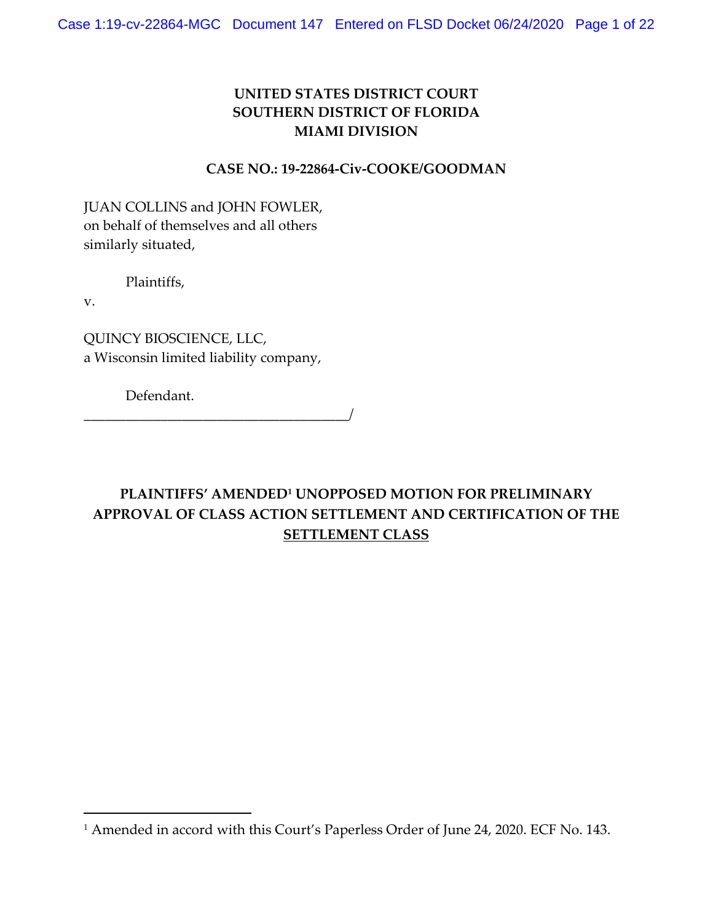**UNITED STATES DISTRICT COURT**
**SOUTHERN DISTRICT OF FLORIDA**
**MIAMI DIVISION**

**CASE NO.: 19-22864-Civ-COOKE/GOODMAN**

JUAN COLLINS and JOHN FOWLER,
on behalf of themselves and all others
similarly situated,

Plaintiffs,

v.

QUINCY BIOSCIENCE, LLC,
a Wisconsin limited liability company,

Defendant.
_____________________________________/

**PLAINTIFFS' AMENDED[1] UNOPPOSED MOTION FOR PRELIMINARY APPROVAL OF CLASS ACTION SETTLEMENT AND CERTIFICATION OF THE SETTLEMENT CLASS**

---

[1] Amended in accord with this Court's Paperless Order of June 24, 2020. ECF No. 143.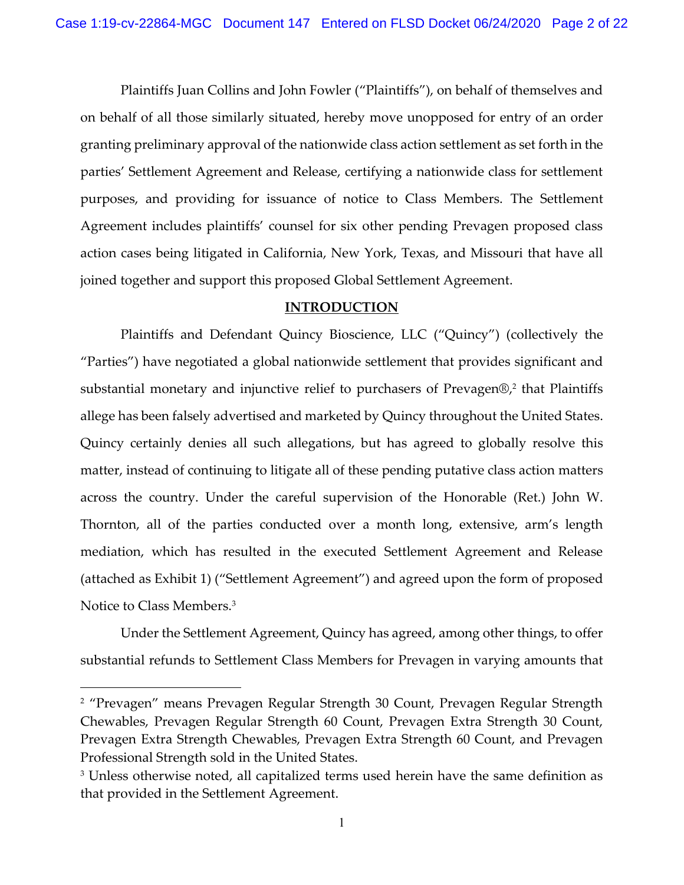Plaintiffs Juan Collins and John Fowler ("Plaintiffs"), on behalf of themselves and on behalf of all those similarly situated, hereby move unopposed for entry of an order granting preliminary approval of the nationwide class action settlement as set forth in the parties' Settlement Agreement and Release, certifying a nationwide class for settlement purposes, and providing for issuance of notice to Class Members. The Settlement Agreement includes plaintiffs' counsel for six other pending Prevagen proposed class action cases being litigated in California, New York, Texas, and Missouri that have all joined together and support this proposed Global Settlement Agreement.

## INTRODUCTION

Plaintiffs and Defendant Quincy Bioscience, LLC ("Quincy") (collectively the "Parties") have negotiated a global nationwide settlement that provides significant and substantial monetary and injunctive relief to purchasers of Prevagen®,[2] that Plaintiffs allege has been falsely advertised and marketed by Quincy throughout the United States. Quincy certainly denies all such allegations, but has agreed to globally resolve this matter, instead of continuing to litigate all of these pending putative class action matters across the country. Under the careful supervision of the Honorable (Ret.) John W. Thornton, all of the parties conducted over a month long, extensive, arm's length mediation, which has resulted in the executed Settlement Agreement and Release (attached as Exhibit 1) ("Settlement Agreement") and agreed upon the form of proposed Notice to Class Members.[3]

Under the Settlement Agreement, Quincy has agreed, among other things, to offer substantial refunds to Settlement Class Members for Prevagen in varying amounts that

[2] "Prevagen" means Prevagen Regular Strength 30 Count, Prevagen Regular Strength Chewables, Prevagen Regular Strength 60 Count, Prevagen Extra Strength 30 Count, Prevagen Extra Strength Chewables, Prevagen Extra Strength 60 Count, and Prevagen Professional Strength sold in the United States.

[3] Unless otherwise noted, all capitalized terms used herein have the same definition as that provided in the Settlement Agreement.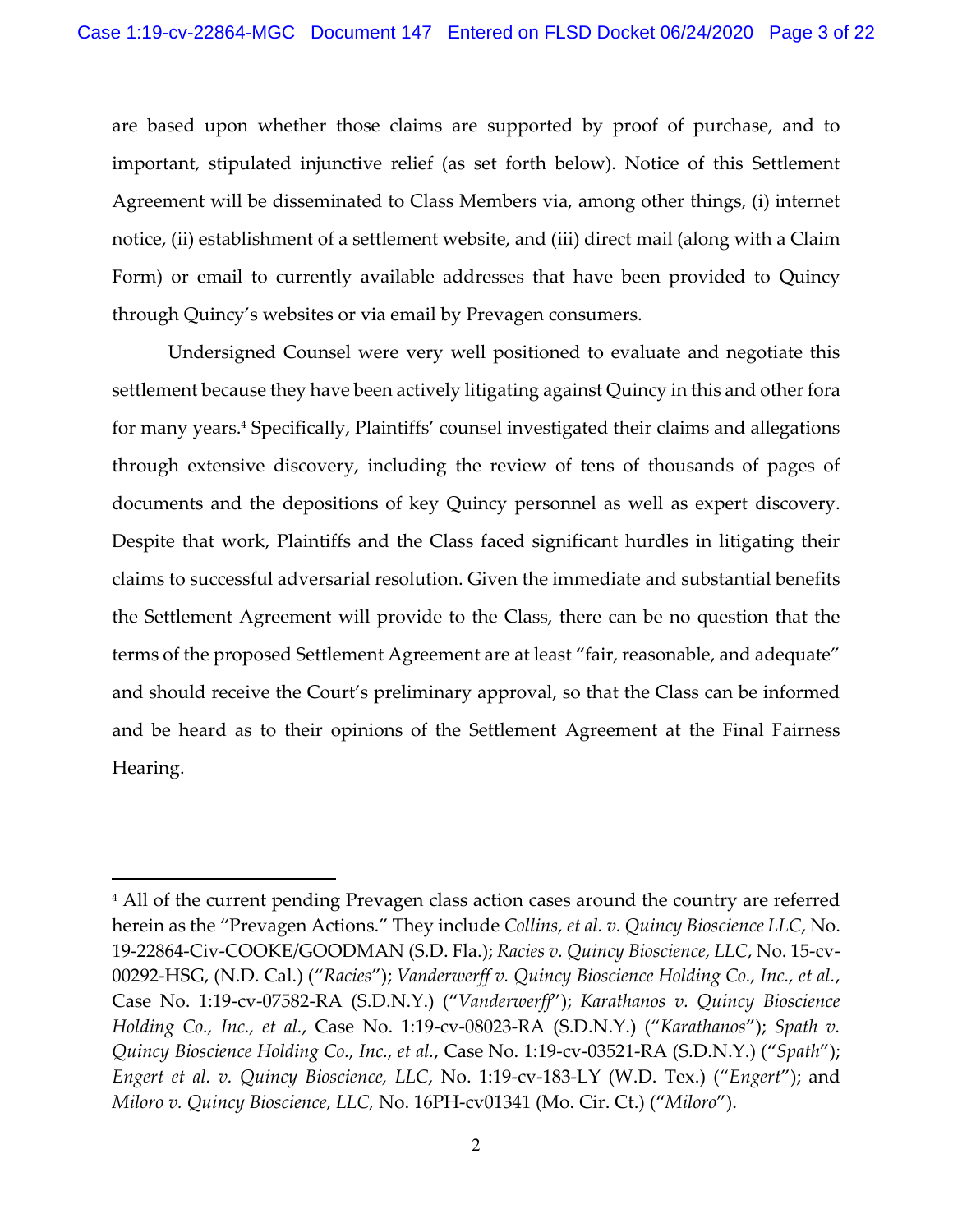are based upon whether those claims are supported by proof of purchase, and to important, stipulated injunctive relief (as set forth below). Notice of this Settlement Agreement will be disseminated to Class Members via, among other things, (i) internet notice, (ii) establishment of a settlement website, and (iii) direct mail (along with a Claim Form) or email to currently available addresses that have been provided to Quincy through Quincy's websites or via email by Prevagen consumers.

Undersigned Counsel were very well positioned to evaluate and negotiate this settlement because they have been actively litigating against Quincy in this and other fora for many years.[4] Specifically, Plaintiffs' counsel investigated their claims and allegations through extensive discovery, including the review of tens of thousands of pages of documents and the depositions of key Quincy personnel as well as expert discovery. Despite that work, Plaintiffs and the Class faced significant hurdles in litigating their claims to successful adversarial resolution. Given the immediate and substantial benefits the Settlement Agreement will provide to the Class, there can be no question that the terms of the proposed Settlement Agreement are at least "fair, reasonable, and adequate" and should receive the Court's preliminary approval, so that the Class can be informed and be heard as to their opinions of the Settlement Agreement at the Final Fairness Hearing.

---

[4] All of the current pending Prevagen class action cases around the country are referred herein as the "Prevagen Actions." They include *Collins, et al. v. Quincy Bioscience LLC*, No. 19-22864-Civ-COOKE/GOODMAN (S.D. Fla.); *Racies v. Quincy Bioscience, LLC*, No. 15-cv-00292-HSG, (N.D. Cal.) ("*Racies*"); *Vanderwerff v. Quincy Bioscience Holding Co., Inc., et al.*, Case No. 1:19-cv-07582-RA (S.D.N.Y.) ("*Vanderwerff*"); *Karathanos v. Quincy Bioscience Holding Co., Inc., et al.*, Case No. 1:19-cv-08023-RA (S.D.N.Y.) ("*Karathanos*"); *Spath v. Quincy Bioscience Holding Co., Inc., et al.*, Case No. 1:19-cv-03521-RA (S.D.N.Y.) ("*Spath*"); *Engert et al. v. Quincy Bioscience, LLC*, No. 1:19-cv-183-LY (W.D. Tex.) ("*Engert*"); and *Miloro v. Quincy Bioscience, LLC,* No. 16PH-cv01341 (Mo. Cir. Ct.) ("*Miloro*").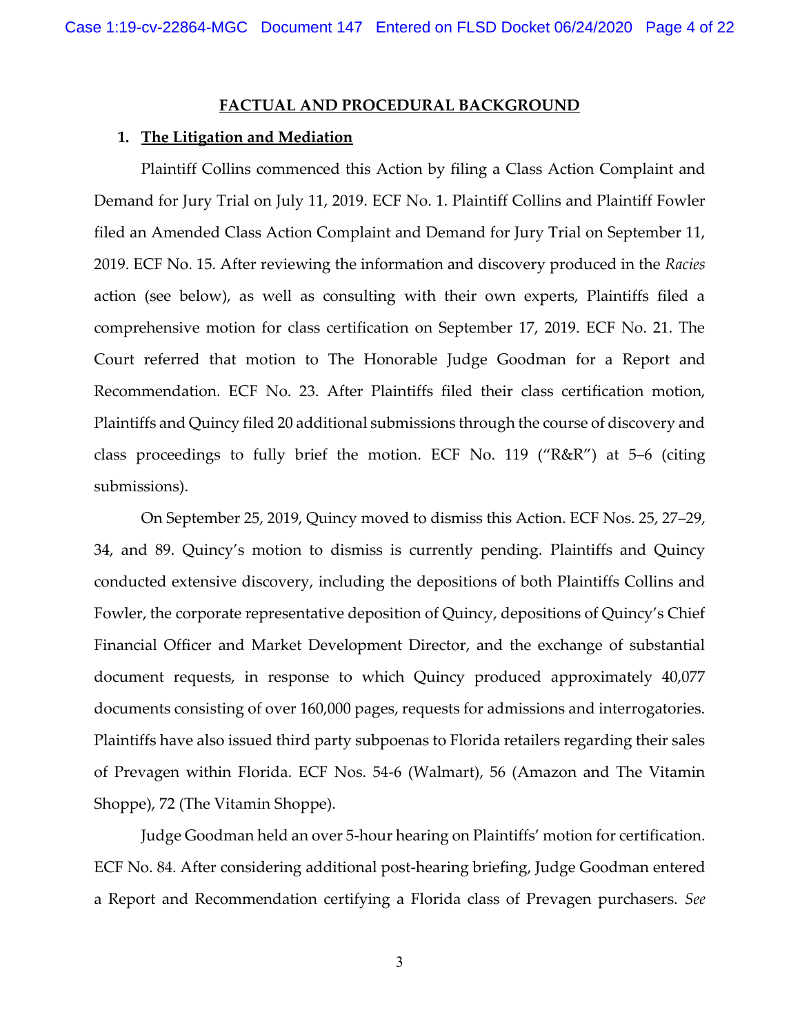## FACTUAL AND PROCEDURAL BACKGROUND

### 1. The Litigation and Mediation

Plaintiff Collins commenced this Action by filing a Class Action Complaint and Demand for Jury Trial on July 11, 2019. ECF No. 1. Plaintiff Collins and Plaintiff Fowler filed an Amended Class Action Complaint and Demand for Jury Trial on September 11, 2019. ECF No. 15. After reviewing the information and discovery produced in the *Racies* action (see below), as well as consulting with their own experts, Plaintiffs filed a comprehensive motion for class certification on September 17, 2019. ECF No. 21. The Court referred that motion to The Honorable Judge Goodman for a Report and Recommendation. ECF No. 23. After Plaintiffs filed their class certification motion, Plaintiffs and Quincy filed 20 additional submissions through the course of discovery and class proceedings to fully brief the motion. ECF No. 119 ("R&R") at 5–6 (citing submissions).

On September 25, 2019, Quincy moved to dismiss this Action. ECF Nos. 25, 27–29, 34, and 89. Quincy's motion to dismiss is currently pending. Plaintiffs and Quincy conducted extensive discovery, including the depositions of both Plaintiffs Collins and Fowler, the corporate representative deposition of Quincy, depositions of Quincy's Chief Financial Officer and Market Development Director, and the exchange of substantial document requests, in response to which Quincy produced approximately 40,077 documents consisting of over 160,000 pages, requests for admissions and interrogatories. Plaintiffs have also issued third party subpoenas to Florida retailers regarding their sales of Prevagen within Florida. ECF Nos. 54-6 (Walmart), 56 (Amazon and The Vitamin Shoppe), 72 (The Vitamin Shoppe).

Judge Goodman held an over 5-hour hearing on Plaintiffs' motion for certification. ECF No. 84. After considering additional post-hearing briefing, Judge Goodman entered a Report and Recommendation certifying a Florida class of Prevagen purchasers. *See*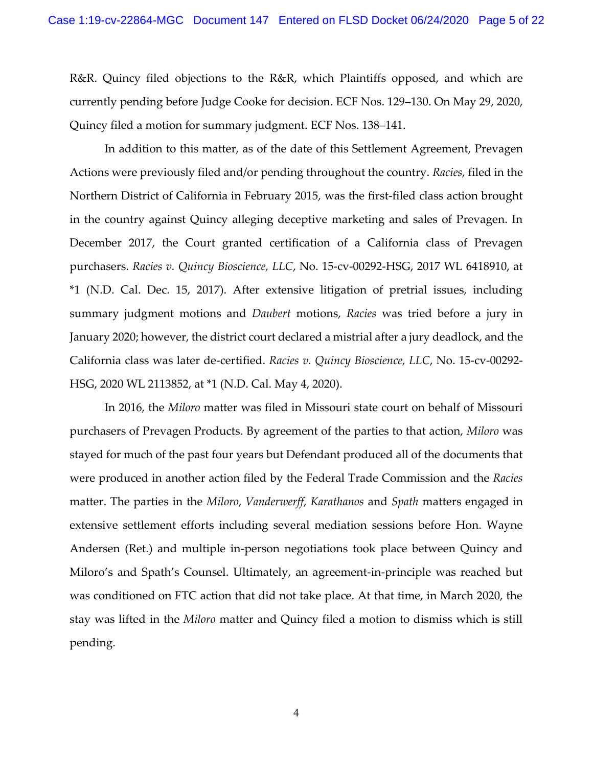R&R. Quincy filed objections to the R&R, which Plaintiffs opposed, and which are currently pending before Judge Cooke for decision. ECF Nos. 129–130. On May 29, 2020, Quincy filed a motion for summary judgment. ECF Nos. 138–141.

In addition to this matter, as of the date of this Settlement Agreement, Prevagen Actions were previously filed and/or pending throughout the country. *Racies,* filed in the Northern District of California in February 2015, was the first-filed class action brought in the country against Quincy alleging deceptive marketing and sales of Prevagen. In December 2017, the Court granted certification of a California class of Prevagen purchasers. *Racies v. Quincy Bioscience, LLC*, No. 15-cv-00292-HSG, 2017 WL 6418910, at \*1 (N.D. Cal. Dec. 15, 2017). After extensive litigation of pretrial issues, including summary judgment motions and *Daubert* motions, *Racies* was tried before a jury in January 2020; however, the district court declared a mistrial after a jury deadlock, and the California class was later de-certified. *Racies v. Quincy Bioscience, LLC*, No. 15-cv-00292-HSG, 2020 WL 2113852, at \*1 (N.D. Cal. May 4, 2020).

In 2016, the *Miloro* matter was filed in Missouri state court on behalf of Missouri purchasers of Prevagen Products. By agreement of the parties to that action, *Miloro* was stayed for much of the past four years but Defendant produced all of the documents that were produced in another action filed by the Federal Trade Commission and the *Racies* matter. The parties in the *Miloro*, *Vanderwerff*, *Karathanos* and *Spath* matters engaged in extensive settlement efforts including several mediation sessions before Hon. Wayne Andersen (Ret.) and multiple in-person negotiations took place between Quincy and Miloro's and Spath's Counsel. Ultimately, an agreement-in-principle was reached but was conditioned on FTC action that did not take place. At that time, in March 2020, the stay was lifted in the *Miloro* matter and Quincy filed a motion to dismiss which is still pending.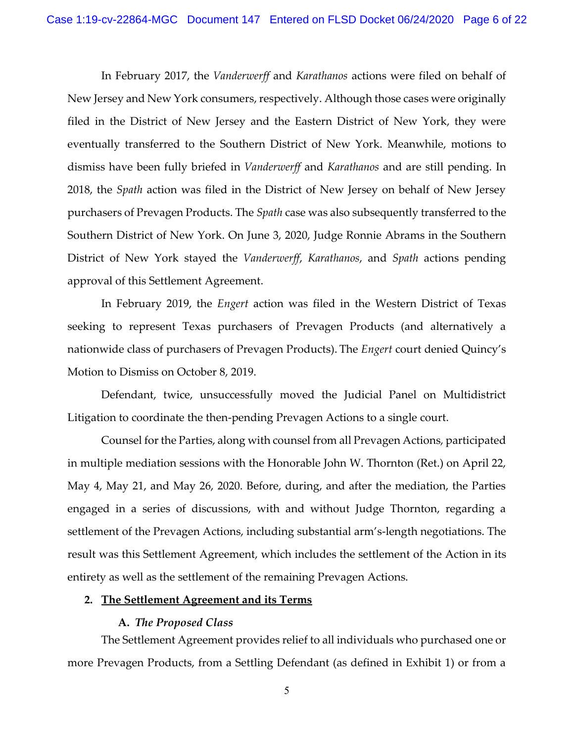In February 2017, the *Vanderwerff* and *Karathanos* actions were filed on behalf of New Jersey and New York consumers, respectively. Although those cases were originally filed in the District of New Jersey and the Eastern District of New York, they were eventually transferred to the Southern District of New York. Meanwhile, motions to dismiss have been fully briefed in *Vanderwerff* and *Karathanos* and are still pending. In 2018, the *Spath* action was filed in the District of New Jersey on behalf of New Jersey purchasers of Prevagen Products. The *Spath* case was also subsequently transferred to the Southern District of New York. On June 3, 2020, Judge Ronnie Abrams in the Southern District of New York stayed the *Vanderwerff*, *Karathanos*, and *Spath* actions pending approval of this Settlement Agreement.

In February 2019, the *Engert* action was filed in the Western District of Texas seeking to represent Texas purchasers of Prevagen Products (and alternatively a nationwide class of purchasers of Prevagen Products). The *Engert* court denied Quincy's Motion to Dismiss on October 8, 2019.

Defendant, twice, unsuccessfully moved the Judicial Panel on Multidistrict Litigation to coordinate the then-pending Prevagen Actions to a single court.

Counsel for the Parties, along with counsel from all Prevagen Actions, participated in multiple mediation sessions with the Honorable John W. Thornton (Ret.) on April 22, May 4, May 21, and May 26, 2020. Before, during, and after the mediation, the Parties engaged in a series of discussions, with and without Judge Thornton, regarding a settlement of the Prevagen Actions, including substantial arm's-length negotiations. The result was this Settlement Agreement, which includes the settlement of the Action in its entirety as well as the settlement of the remaining Prevagen Actions.

## 2. The Settlement Agreement and its Terms

### A. *The Proposed Class*

The Settlement Agreement provides relief to all individuals who purchased one or more Prevagen Products, from a Settling Defendant (as defined in Exhibit 1) or from a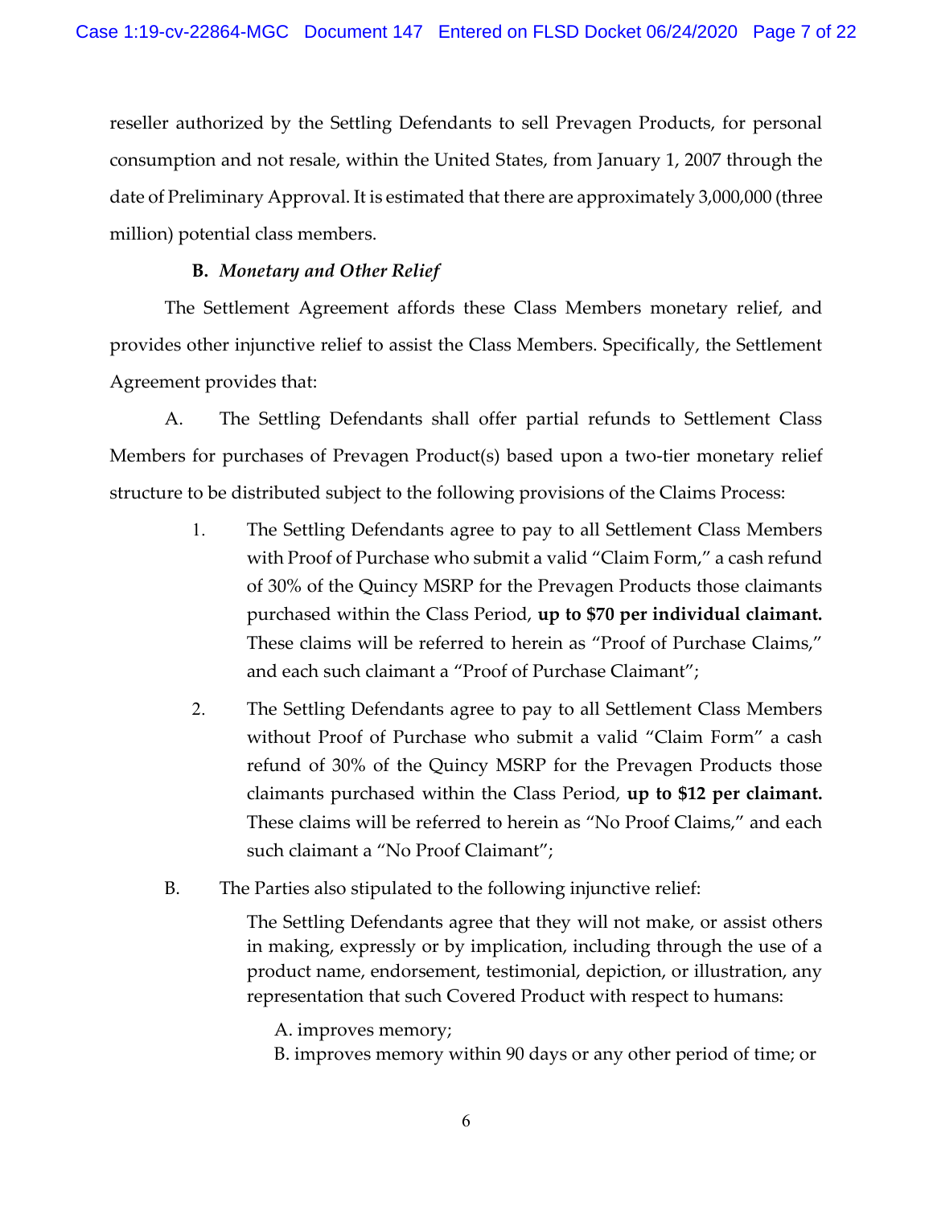reseller authorized by the Settling Defendants to sell Prevagen Products, for personal consumption and not resale, within the United States, from January 1, 2007 through the date of Preliminary Approval. It is estimated that there are approximately 3,000,000 (three million) potential class members.

**B.** ***Monetary and Other Relief***

The Settlement Agreement affords these Class Members monetary relief, and provides other injunctive relief to assist the Class Members. Specifically, the Settlement Agreement provides that:

A. The Settling Defendants shall offer partial refunds to Settlement Class Members for purchases of Prevagen Product(s) based upon a two-tier monetary relief structure to be distributed subject to the following provisions of the Claims Process:

1. The Settling Defendants agree to pay to all Settlement Class Members with Proof of Purchase who submit a valid "Claim Form," a cash refund of 30% of the Quincy MSRP for the Prevagen Products those claimants purchased within the Class Period, **up to $70 per individual claimant.** These claims will be referred to herein as "Proof of Purchase Claims," and each such claimant a "Proof of Purchase Claimant";

2. The Settling Defendants agree to pay to all Settlement Class Members without Proof of Purchase who submit a valid "Claim Form" a cash refund of 30% of the Quincy MSRP for the Prevagen Products those claimants purchased within the Class Period, **up to $12 per claimant.** These claims will be referred to herein as "No Proof Claims," and each such claimant a "No Proof Claimant";

B. The Parties also stipulated to the following injunctive relief:

> The Settling Defendants agree that they will not make, or assist others in making, expressly or by implication, including through the use of a product name, endorsement, testimonial, depiction, or illustration, any representation that such Covered Product with respect to humans:
>
> A. improves memory;
> B. improves memory within 90 days or any other period of time; or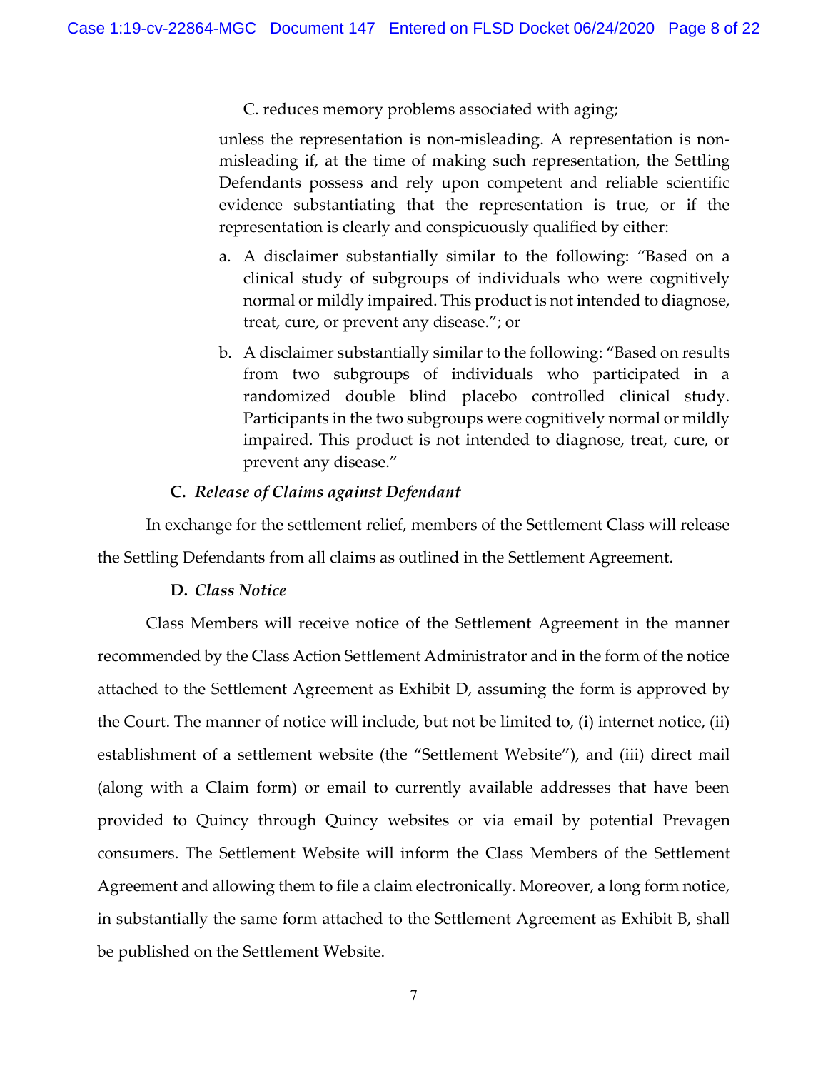C. reduces memory problems associated with aging;

unless the representation is non-misleading. A representation is non-misleading if, at the time of making such representation, the Settling Defendants possess and rely upon competent and reliable scientific evidence substantiating that the representation is true, or if the representation is clearly and conspicuously qualified by either:

a. A disclaimer substantially similar to the following: "Based on a clinical study of subgroups of individuals who were cognitively normal or mildly impaired. This product is not intended to diagnose, treat, cure, or prevent any disease."; or

b. A disclaimer substantially similar to the following: "Based on results from two subgroups of individuals who participated in a randomized double blind placebo controlled clinical study. Participants in the two subgroups were cognitively normal or mildly impaired. This product is not intended to diagnose, treat, cure, or prevent any disease."

**C. *Release of Claims against Defendant***

In exchange for the settlement relief, members of the Settlement Class will release the Settling Defendants from all claims as outlined in the Settlement Agreement.

**D. *Class Notice***

Class Members will receive notice of the Settlement Agreement in the manner recommended by the Class Action Settlement Administrator and in the form of the notice attached to the Settlement Agreement as Exhibit D, assuming the form is approved by the Court. The manner of notice will include, but not be limited to, (i) internet notice, (ii) establishment of a settlement website (the "Settlement Website"), and (iii) direct mail (along with a Claim form) or email to currently available addresses that have been provided to Quincy through Quincy websites or via email by potential Prevagen consumers. The Settlement Website will inform the Class Members of the Settlement Agreement and allowing them to file a claim electronically. Moreover, a long form notice, in substantially the same form attached to the Settlement Agreement as Exhibit B, shall be published on the Settlement Website.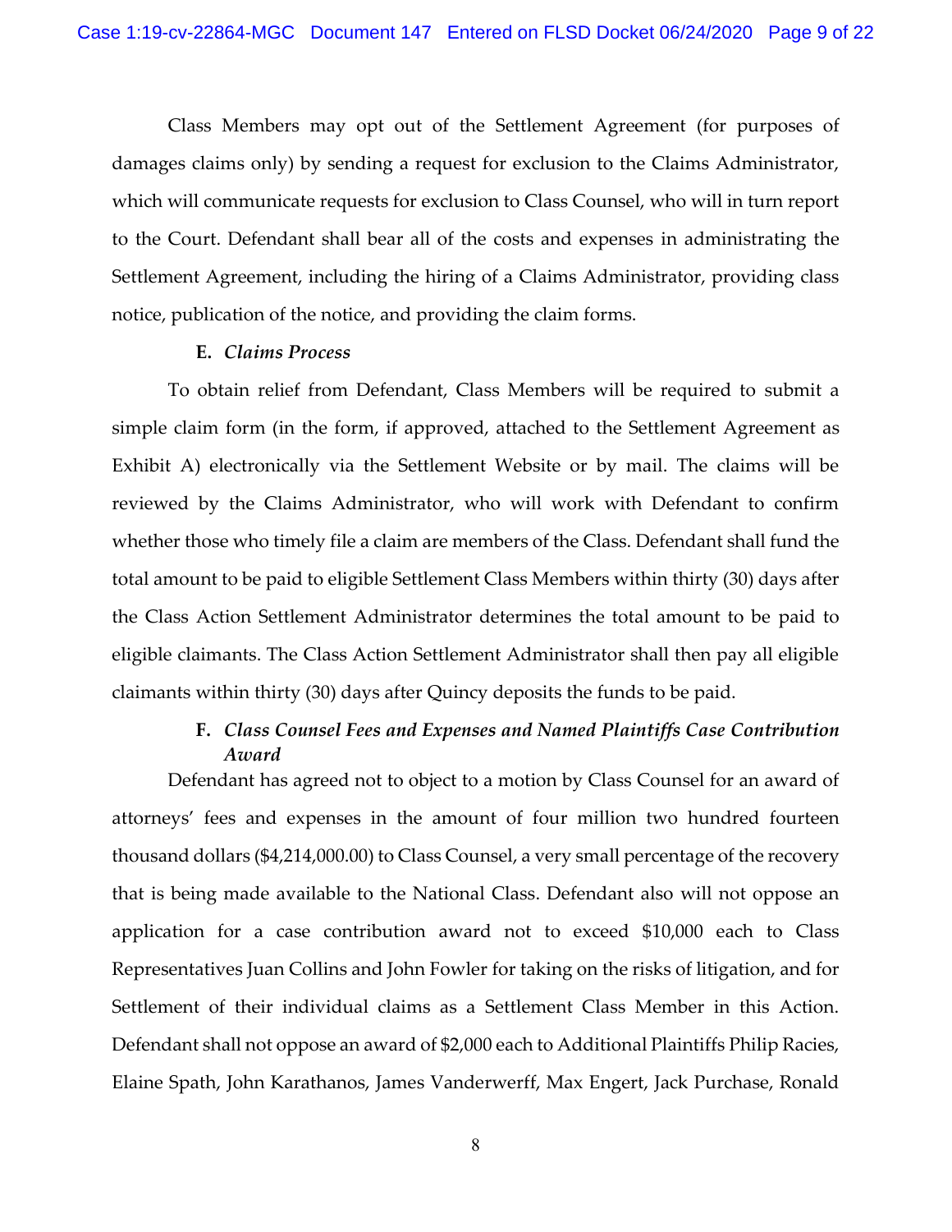Class Members may opt out of the Settlement Agreement (for purposes of damages claims only) by sending a request for exclusion to the Claims Administrator, which will communicate requests for exclusion to Class Counsel, who will in turn report to the Court. Defendant shall bear all of the costs and expenses in administrating the Settlement Agreement, including the hiring of a Claims Administrator, providing class notice, publication of the notice, and providing the claim forms.

### E. *Claims Process*

To obtain relief from Defendant, Class Members will be required to submit a simple claim form (in the form, if approved, attached to the Settlement Agreement as Exhibit A) electronically via the Settlement Website or by mail. The claims will be reviewed by the Claims Administrator, who will work with Defendant to confirm whether those who timely file a claim are members of the Class. Defendant shall fund the total amount to be paid to eligible Settlement Class Members within thirty (30) days after the Class Action Settlement Administrator determines the total amount to be paid to eligible claimants. The Class Action Settlement Administrator shall then pay all eligible claimants within thirty (30) days after Quincy deposits the funds to be paid.

### F. *Class Counsel Fees and Expenses and Named Plaintiffs Case Contribution Award*

Defendant has agreed not to object to a motion by Class Counsel for an award of attorneys' fees and expenses in the amount of four million two hundred fourteen thousand dollars ($4,214,000.00) to Class Counsel, a very small percentage of the recovery that is being made available to the National Class. Defendant also will not oppose an application for a case contribution award not to exceed $10,000 each to Class Representatives Juan Collins and John Fowler for taking on the risks of litigation, and for Settlement of their individual claims as a Settlement Class Member in this Action. Defendant shall not oppose an award of $2,000 each to Additional Plaintiffs Philip Racies, Elaine Spath, John Karathanos, James Vanderwerff, Max Engert, Jack Purchase, Ronald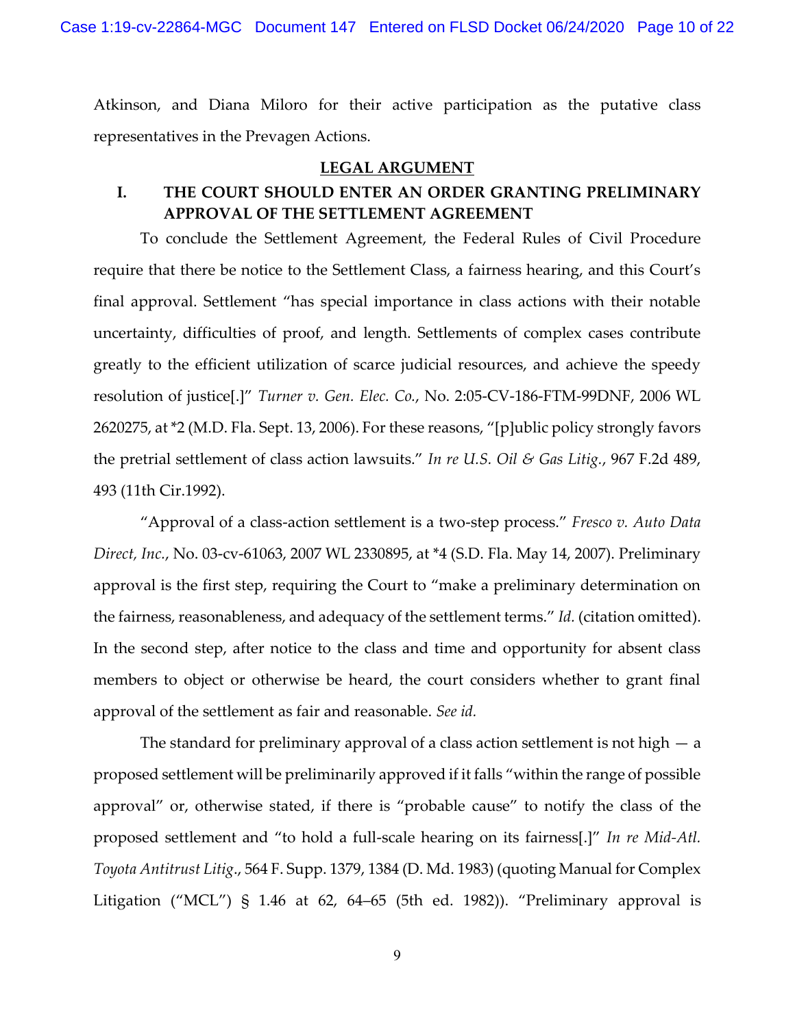Atkinson, and Diana Miloro for their active participation as the putative class representatives in the Prevagen Actions.

## LEGAL ARGUMENT

### I. THE COURT SHOULD ENTER AN ORDER GRANTING PRELIMINARY APPROVAL OF THE SETTLEMENT AGREEMENT

To conclude the Settlement Agreement, the Federal Rules of Civil Procedure require that there be notice to the Settlement Class, a fairness hearing, and this Court's final approval. Settlement "has special importance in class actions with their notable uncertainty, difficulties of proof, and length. Settlements of complex cases contribute greatly to the efficient utilization of scarce judicial resources, and achieve the speedy resolution of justice[.]" *Turner v. Gen. Elec. Co.*, No. 2:05-CV-186-FTM-99DNF, 2006 WL 2620275, at *2 (M.D. Fla. Sept. 13, 2006). For these reasons, "[p]ublic policy strongly favors the pretrial settlement of class action lawsuits." *In re U.S. Oil & Gas Litig.*, 967 F.2d 489, 493 (11th Cir.1992).

"Approval of a class-action settlement is a two-step process." *Fresco v. Auto Data Direct, Inc.*, No. 03-cv-61063, 2007 WL 2330895, at *4 (S.D. Fla. May 14, 2007). Preliminary approval is the first step, requiring the Court to "make a preliminary determination on the fairness, reasonableness, and adequacy of the settlement terms." *Id.* (citation omitted). In the second step, after notice to the class and time and opportunity for absent class members to object or otherwise be heard, the court considers whether to grant final approval of the settlement as fair and reasonable. *See id.*

The standard for preliminary approval of a class action settlement is not high — a proposed settlement will be preliminarily approved if it falls "within the range of possible approval" or, otherwise stated, if there is "probable cause" to notify the class of the proposed settlement and "to hold a full-scale hearing on its fairness[.]" *In re Mid-Atl. Toyota Antitrust Litig.*, 564 F. Supp. 1379, 1384 (D. Md. 1983) (quoting Manual for Complex Litigation ("MCL") § 1.46 at 62, 64–65 (5th ed. 1982)). "Preliminary approval is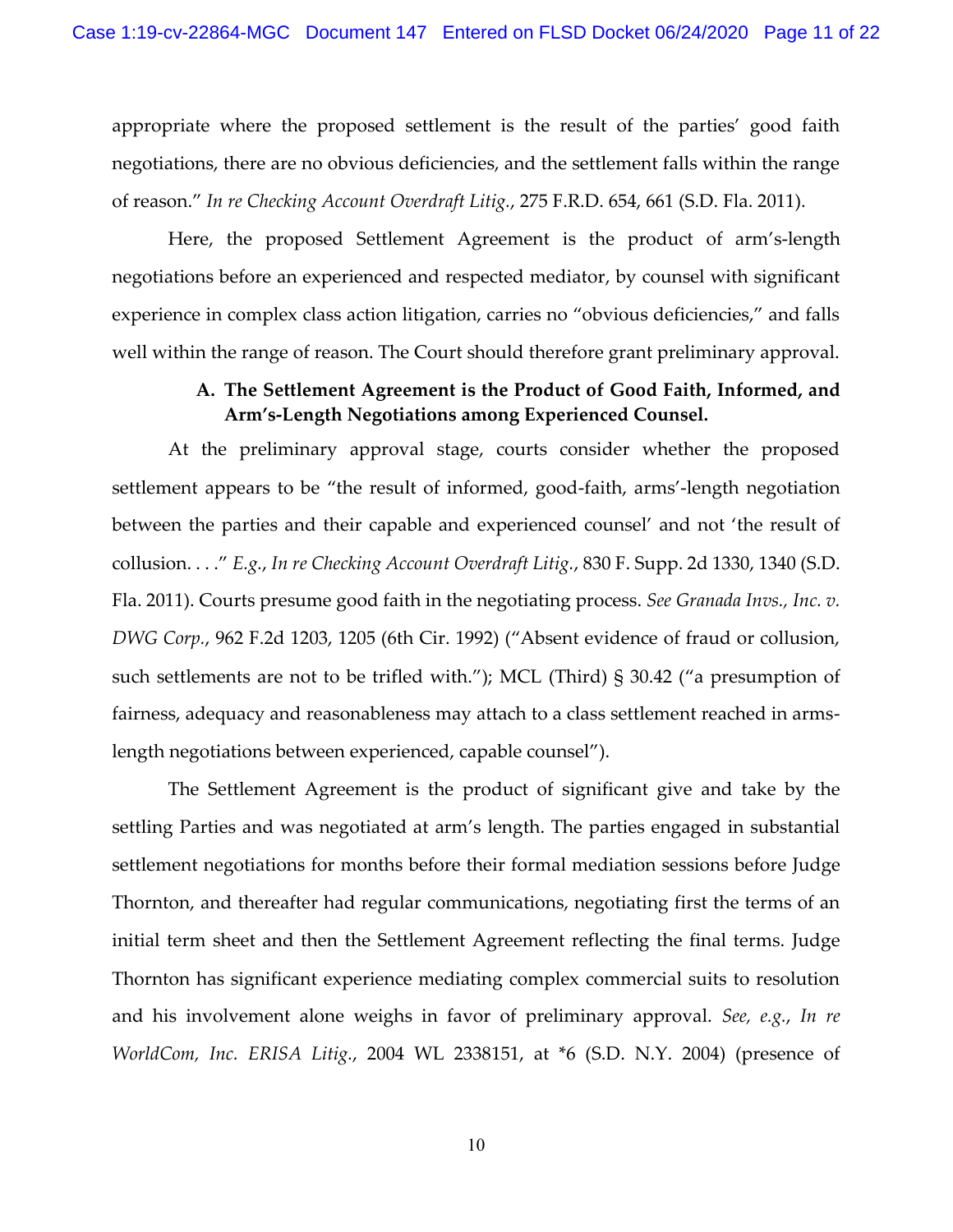appropriate where the proposed settlement is the result of the parties' good faith negotiations, there are no obvious deficiencies, and the settlement falls within the range of reason." *In re Checking Account Overdraft Litig.*, 275 F.R.D. 654, 661 (S.D. Fla. 2011).

Here, the proposed Settlement Agreement is the product of arm's-length negotiations before an experienced and respected mediator, by counsel with significant experience in complex class action litigation, carries no "obvious deficiencies," and falls well within the range of reason. The Court should therefore grant preliminary approval.

### A. The Settlement Agreement is the Product of Good Faith, Informed, and Arm's-Length Negotiations among Experienced Counsel.

At the preliminary approval stage, courts consider whether the proposed settlement appears to be "the result of informed, good-faith, arms'-length negotiation between the parties and their capable and experienced counsel' and not 'the result of collusion. . . ." *E.g.*, *In re Checking Account Overdraft Litig.*, 830 F. Supp. 2d 1330, 1340 (S.D. Fla. 2011). Courts presume good faith in the negotiating process. *See Granada Invs., Inc. v. DWG Corp.*, 962 F.2d 1203, 1205 (6th Cir. 1992) ("Absent evidence of fraud or collusion, such settlements are not to be trifled with."); MCL (Third) § 30.42 ("a presumption of fairness, adequacy and reasonableness may attach to a class settlement reached in arms-length negotiations between experienced, capable counsel").

The Settlement Agreement is the product of significant give and take by the settling Parties and was negotiated at arm's length. The parties engaged in substantial settlement negotiations for months before their formal mediation sessions before Judge Thornton, and thereafter had regular communications, negotiating first the terms of an initial term sheet and then the Settlement Agreement reflecting the final terms. Judge Thornton has significant experience mediating complex commercial suits to resolution and his involvement alone weighs in favor of preliminary approval. *See, e.g.*, *In re WorldCom, Inc. ERISA Litig.*, 2004 WL 2338151, at *6 (S.D. N.Y. 2004) (presence of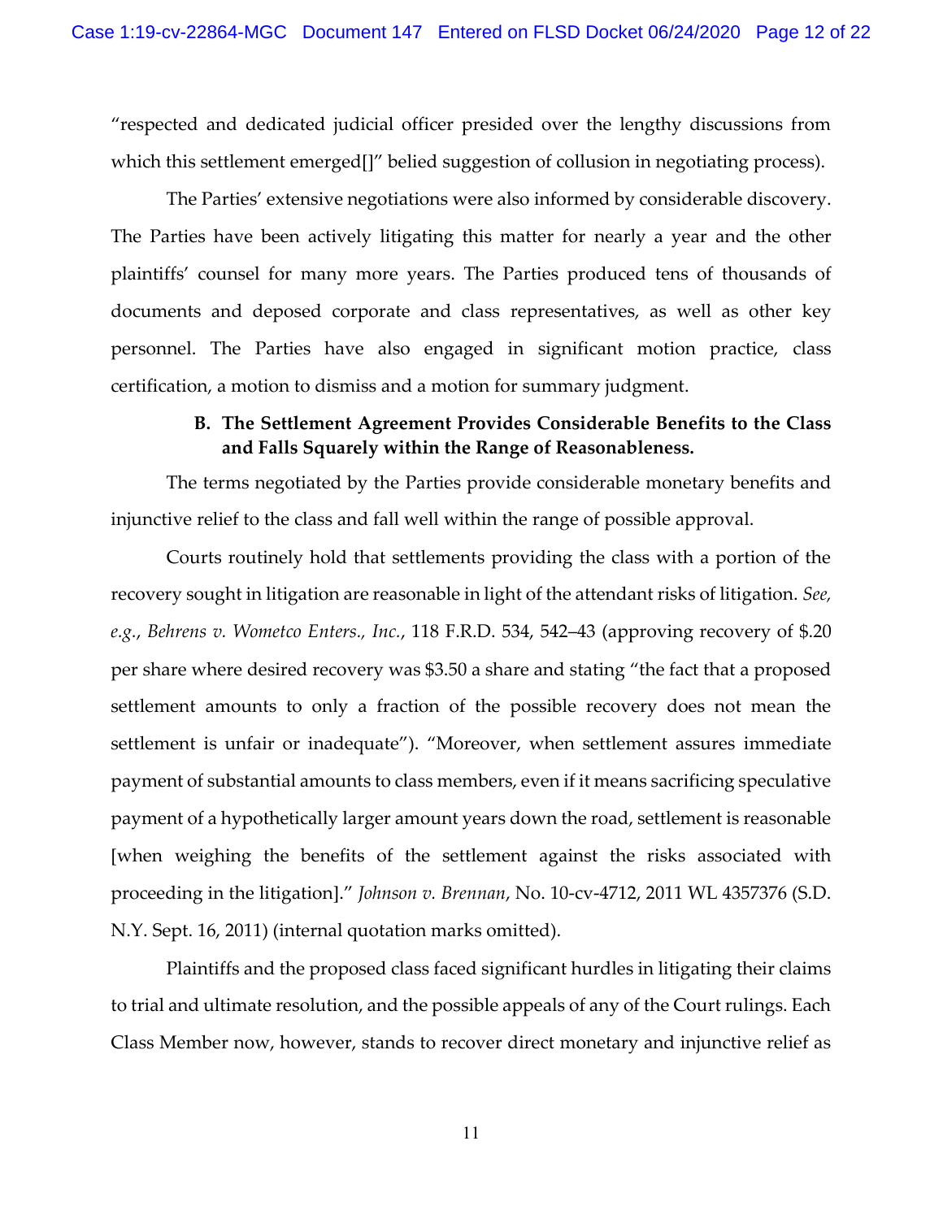"respected and dedicated judicial officer presided over the lengthy discussions from which this settlement emerged[]" belied suggestion of collusion in negotiating process).

The Parties' extensive negotiations were also informed by considerable discovery. The Parties have been actively litigating this matter for nearly a year and the other plaintiffs' counsel for many more years. The Parties produced tens of thousands of documents and deposed corporate and class representatives, as well as other key personnel. The Parties have also engaged in significant motion practice, class certification, a motion to dismiss and a motion for summary judgment.

### B. The Settlement Agreement Provides Considerable Benefits to the Class and Falls Squarely within the Range of Reasonableness.

The terms negotiated by the Parties provide considerable monetary benefits and injunctive relief to the class and fall well within the range of possible approval.

Courts routinely hold that settlements providing the class with a portion of the recovery sought in litigation are reasonable in light of the attendant risks of litigation. *See, e.g.*, *Behrens v. Wometco Enters., Inc.*, 118 F.R.D. 534, 542–43 (approving recovery of $.20 per share where desired recovery was $3.50 a share and stating "the fact that a proposed settlement amounts to only a fraction of the possible recovery does not mean the settlement is unfair or inadequate"). "Moreover, when settlement assures immediate payment of substantial amounts to class members, even if it means sacrificing speculative payment of a hypothetically larger amount years down the road, settlement is reasonable [when weighing the benefits of the settlement against the risks associated with proceeding in the litigation]." *Johnson v. Brennan*, No. 10-cv-4712, 2011 WL 4357376 (S.D. N.Y. Sept. 16, 2011) (internal quotation marks omitted).

Plaintiffs and the proposed class faced significant hurdles in litigating their claims to trial and ultimate resolution, and the possible appeals of any of the Court rulings. Each Class Member now, however, stands to recover direct monetary and injunctive relief as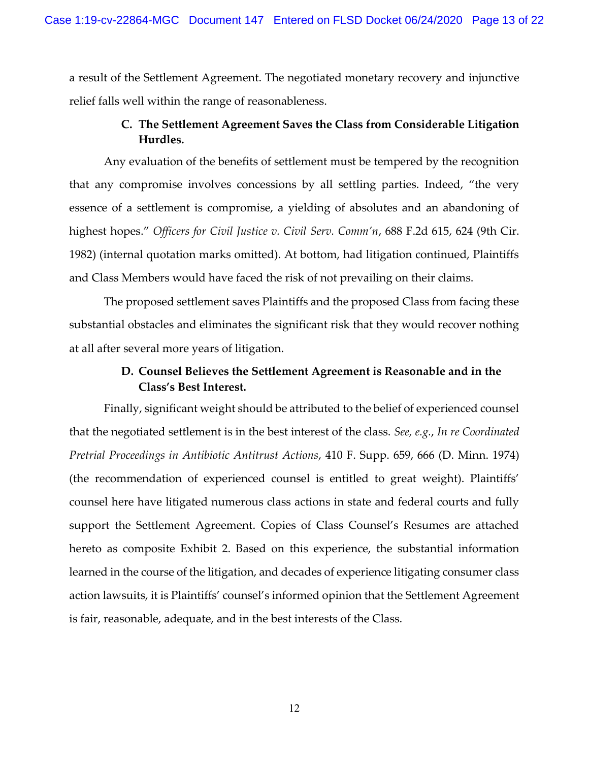a result of the Settlement Agreement. The negotiated monetary recovery and injunctive relief falls well within the range of reasonableness.

### C. The Settlement Agreement Saves the Class from Considerable Litigation Hurdles.

Any evaluation of the benefits of settlement must be tempered by the recognition that any compromise involves concessions by all settling parties. Indeed, "the very essence of a settlement is compromise, a yielding of absolutes and an abandoning of highest hopes." *Officers for Civil Justice v. Civil Serv. Comm'n*, 688 F.2d 615, 624 (9th Cir. 1982) (internal quotation marks omitted). At bottom, had litigation continued, Plaintiffs and Class Members would have faced the risk of not prevailing on their claims.

The proposed settlement saves Plaintiffs and the proposed Class from facing these substantial obstacles and eliminates the significant risk that they would recover nothing at all after several more years of litigation.

### D. Counsel Believes the Settlement Agreement is Reasonable and in the Class's Best Interest.

Finally, significant weight should be attributed to the belief of experienced counsel that the negotiated settlement is in the best interest of the class. *See, e.g.*, *In re Coordinated Pretrial Proceedings in Antibiotic Antitrust Actions*, 410 F. Supp. 659, 666 (D. Minn. 1974) (the recommendation of experienced counsel is entitled to great weight). Plaintiffs' counsel here have litigated numerous class actions in state and federal courts and fully support the Settlement Agreement. Copies of Class Counsel's Resumes are attached hereto as composite Exhibit 2. Based on this experience, the substantial information learned in the course of the litigation, and decades of experience litigating consumer class action lawsuits, it is Plaintiffs' counsel's informed opinion that the Settlement Agreement is fair, reasonable, adequate, and in the best interests of the Class.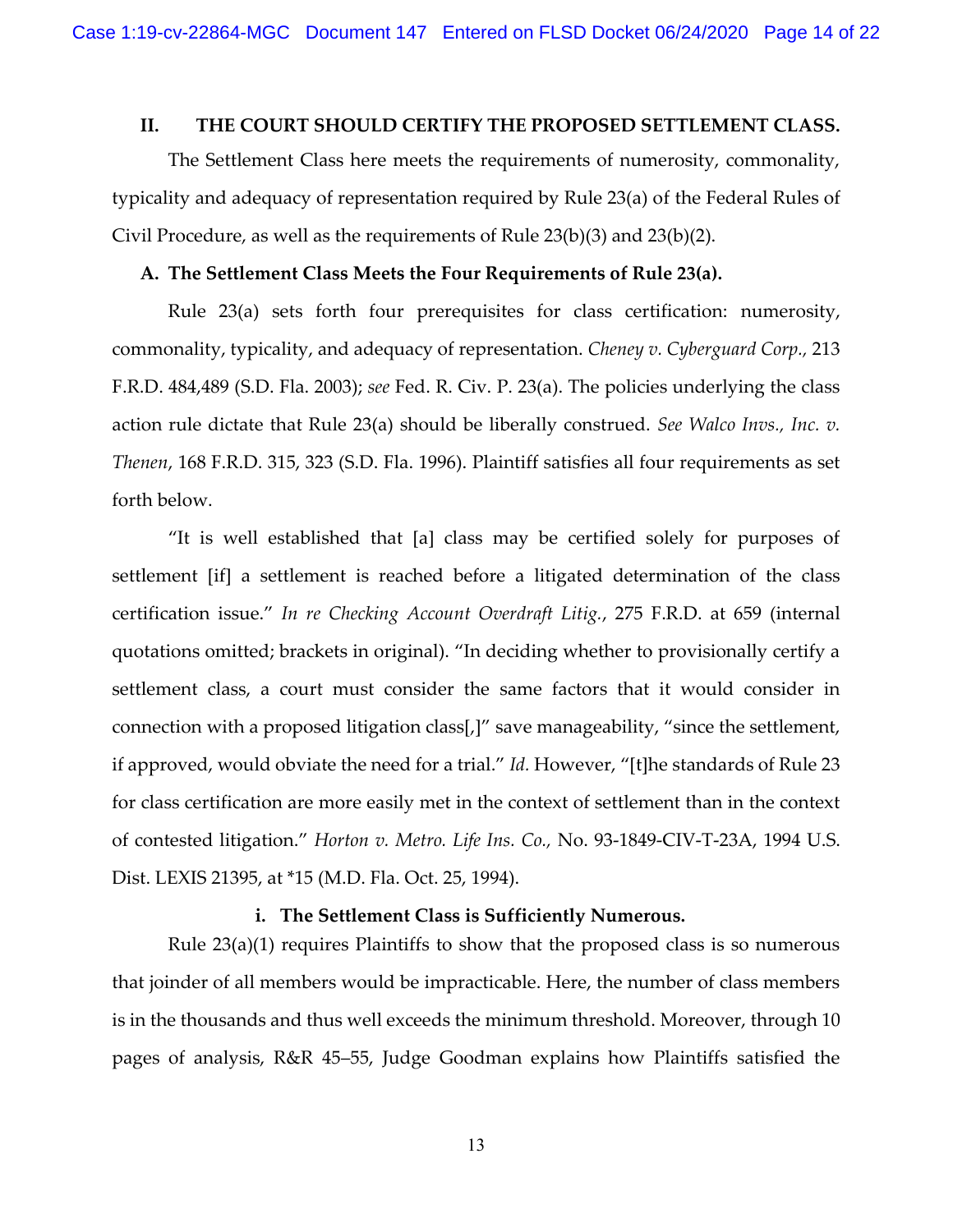## II. THE COURT SHOULD CERTIFY THE PROPOSED SETTLEMENT CLASS.

The Settlement Class here meets the requirements of numerosity, commonality, typicality and adequacy of representation required by Rule 23(a) of the Federal Rules of Civil Procedure, as well as the requirements of Rule 23(b)(3) and 23(b)(2).

### A. The Settlement Class Meets the Four Requirements of Rule 23(a).

Rule 23(a) sets forth four prerequisites for class certification: numerosity, commonality, typicality, and adequacy of representation. *Cheney v. Cyberguard Corp.,* 213 F.R.D. 484,489 (S.D. Fla. 2003); *see* Fed. R. Civ. P. 23(a). The policies underlying the class action rule dictate that Rule 23(a) should be liberally construed. *See Walco Invs., Inc. v. Thenen*, 168 F.R.D. 315, 323 (S.D. Fla. 1996). Plaintiff satisfies all four requirements as set forth below.

"It is well established that [a] class may be certified solely for purposes of settlement [if] a settlement is reached before a litigated determination of the class certification issue." *In re Checking Account Overdraft Litig.*, 275 F.R.D. at 659 (internal quotations omitted; brackets in original). "In deciding whether to provisionally certify a settlement class, a court must consider the same factors that it would consider in connection with a proposed litigation class[,]" save manageability, "since the settlement, if approved, would obviate the need for a trial." *Id.* However, "[t]he standards of Rule 23 for class certification are more easily met in the context of settlement than in the context of contested litigation." *Horton v. Metro. Life Ins. Co.,* No. 93-1849-CIV-T-23A, 1994 U.S. Dist. LEXIS 21395, at *15 (M.D. Fla. Oct. 25, 1994).

#### i. The Settlement Class is Sufficiently Numerous.

Rule 23(a)(1) requires Plaintiffs to show that the proposed class is so numerous that joinder of all members would be impracticable. Here, the number of class members is in the thousands and thus well exceeds the minimum threshold. Moreover, through 10 pages of analysis, R&R 45–55, Judge Goodman explains how Plaintiffs satisfied the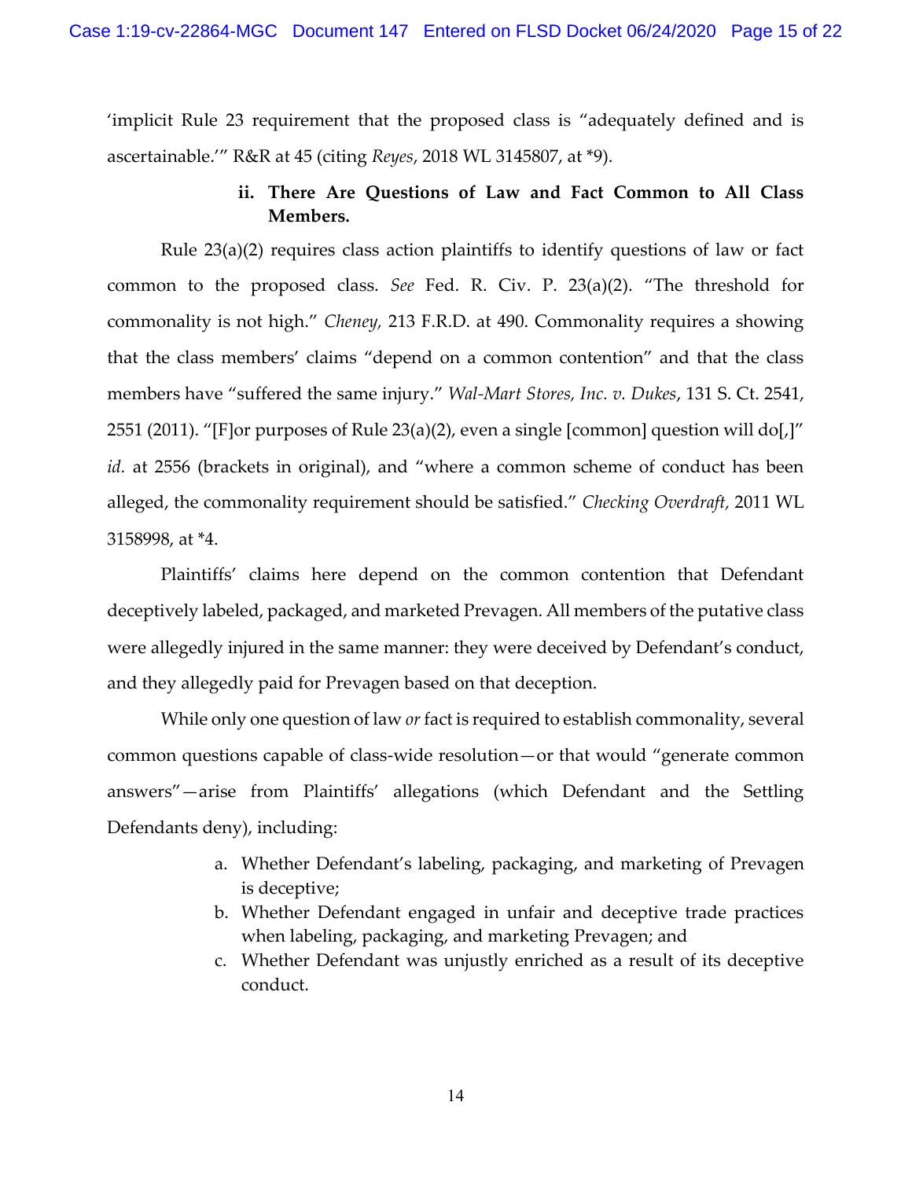'implicit Rule 23 requirement that the proposed class is "adequately defined and is ascertainable.'" R&R at 45 (citing *Reyes*, 2018 WL 3145807, at *9).

**ii. There Are Questions of Law and Fact Common to All Class Members.**

Rule 23(a)(2) requires class action plaintiffs to identify questions of law or fact common to the proposed class. *See* Fed. R. Civ. P. 23(a)(2). "The threshold for commonality is not high." *Cheney,* 213 F.R.D. at 490. Commonality requires a showing that the class members' claims "depend on a common contention" and that the class members have "suffered the same injury." *Wal-Mart Stores, Inc. v. Dukes*, 131 S. Ct. 2541, 2551 (2011). "[F]or purposes of Rule 23(a)(2), even a single [common] question will do[,]" *id.* at 2556 (brackets in original), and "where a common scheme of conduct has been alleged, the commonality requirement should be satisfied." *Checking Overdraft,* 2011 WL 3158998, at *4.

Plaintiffs' claims here depend on the common contention that Defendant deceptively labeled, packaged, and marketed Prevagen. All members of the putative class were allegedly injured in the same manner: they were deceived by Defendant's conduct, and they allegedly paid for Prevagen based on that deception.

While only one question of law *or* fact is required to establish commonality, several common questions capable of class-wide resolution—or that would "generate common answers"—arise from Plaintiffs' allegations (which Defendant and the Settling Defendants deny), including:

a. Whether Defendant's labeling, packaging, and marketing of Prevagen is deceptive;
b. Whether Defendant engaged in unfair and deceptive trade practices when labeling, packaging, and marketing Prevagen; and
c. Whether Defendant was unjustly enriched as a result of its deceptive conduct.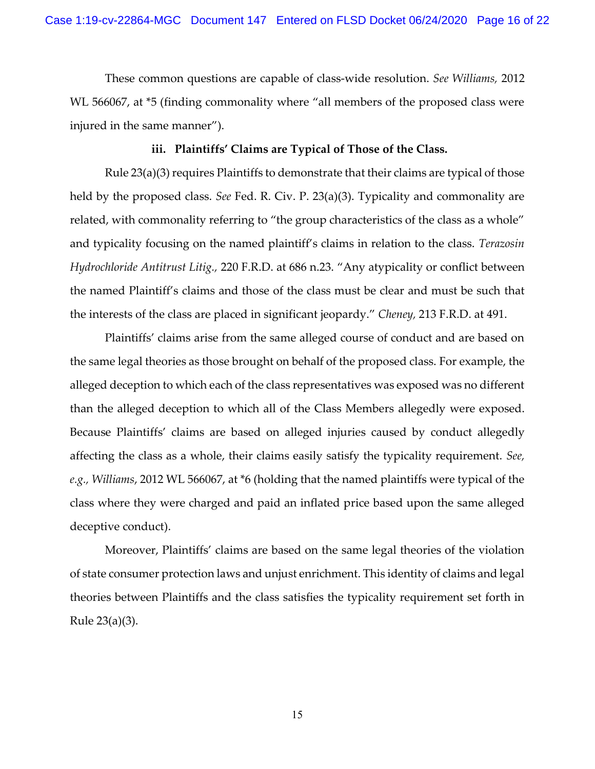These common questions are capable of class-wide resolution. *See Williams,* 2012 WL 566067, at *5 (finding commonality where "all members of the proposed class were injured in the same manner").

**iii. Plaintiffs' Claims are Typical of Those of the Class.**

Rule 23(a)(3) requires Plaintiffs to demonstrate that their claims are typical of those held by the proposed class. *See* Fed. R. Civ. P. 23(a)(3). Typicality and commonality are related, with commonality referring to "the group characteristics of the class as a whole" and typicality focusing on the named plaintiff's claims in relation to the class. *Terazosin Hydrochloride Antitrust Litig.,* 220 F.R.D. at 686 n.23. "Any atypicality or conflict between the named Plaintiff's claims and those of the class must be clear and must be such that the interests of the class are placed in significant jeopardy." *Cheney,* 213 F.R.D. at 491.

Plaintiffs' claims arise from the same alleged course of conduct and are based on the same legal theories as those brought on behalf of the proposed class. For example, the alleged deception to which each of the class representatives was exposed was no different than the alleged deception to which all of the Class Members allegedly were exposed. Because Plaintiffs' claims are based on alleged injuries caused by conduct allegedly affecting the class as a whole, their claims easily satisfy the typicality requirement. *See, e.g., Williams*, 2012 WL 566067, at *6 (holding that the named plaintiffs were typical of the class where they were charged and paid an inflated price based upon the same alleged deceptive conduct).

Moreover, Plaintiffs' claims are based on the same legal theories of the violation of state consumer protection laws and unjust enrichment. This identity of claims and legal theories between Plaintiffs and the class satisfies the typicality requirement set forth in Rule 23(a)(3).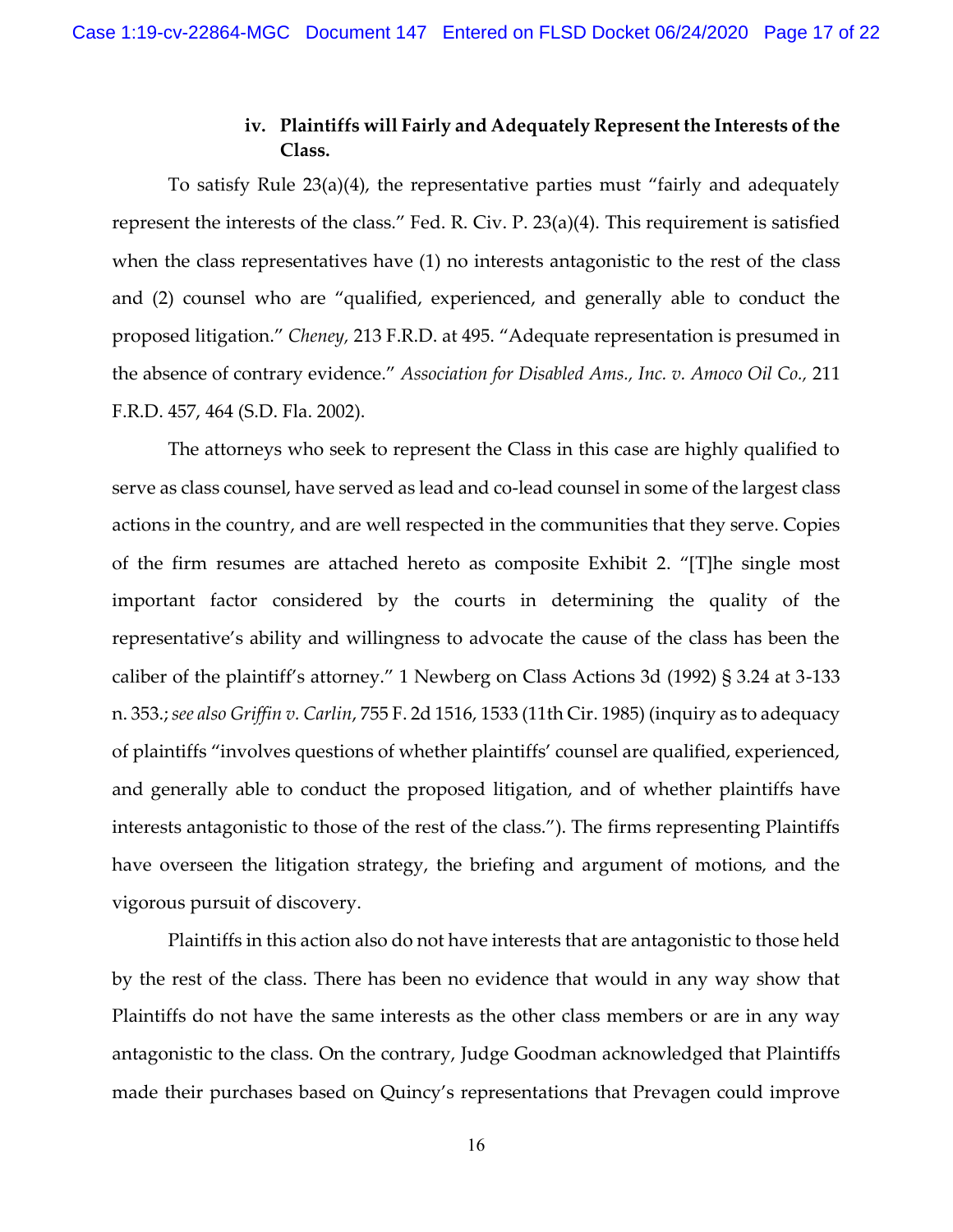### iv. Plaintiffs will Fairly and Adequately Represent the Interests of the Class.

To satisfy Rule 23(a)(4), the representative parties must "fairly and adequately represent the interests of the class." Fed. R. Civ. P. 23(a)(4). This requirement is satisfied when the class representatives have (1) no interests antagonistic to the rest of the class and (2) counsel who are "qualified, experienced, and generally able to conduct the proposed litigation." *Cheney,* 213 F.R.D. at 495. "Adequate representation is presumed in the absence of contrary evidence." *Association for Disabled Ams., Inc. v. Amoco Oil Co.,* 211 F.R.D. 457, 464 (S.D. Fla. 2002).

The attorneys who seek to represent the Class in this case are highly qualified to serve as class counsel, have served as lead and co-lead counsel in some of the largest class actions in the country, and are well respected in the communities that they serve. Copies of the firm resumes are attached hereto as composite Exhibit 2. "[T]he single most important factor considered by the courts in determining the quality of the representative's ability and willingness to advocate the cause of the class has been the caliber of the plaintiff's attorney." 1 Newberg on Class Actions 3d (1992) § 3.24 at 3-133 n. 353.; *see also Griffin v. Carlin*, 755 F. 2d 1516, 1533 (11th Cir. 1985) (inquiry as to adequacy of plaintiffs "involves questions of whether plaintiffs' counsel are qualified, experienced, and generally able to conduct the proposed litigation, and of whether plaintiffs have interests antagonistic to those of the rest of the class."). The firms representing Plaintiffs have overseen the litigation strategy, the briefing and argument of motions, and the vigorous pursuit of discovery.

Plaintiffs in this action also do not have interests that are antagonistic to those held by the rest of the class. There has been no evidence that would in any way show that Plaintiffs do not have the same interests as the other class members or are in any way antagonistic to the class. On the contrary, Judge Goodman acknowledged that Plaintiffs made their purchases based on Quincy's representations that Prevagen could improve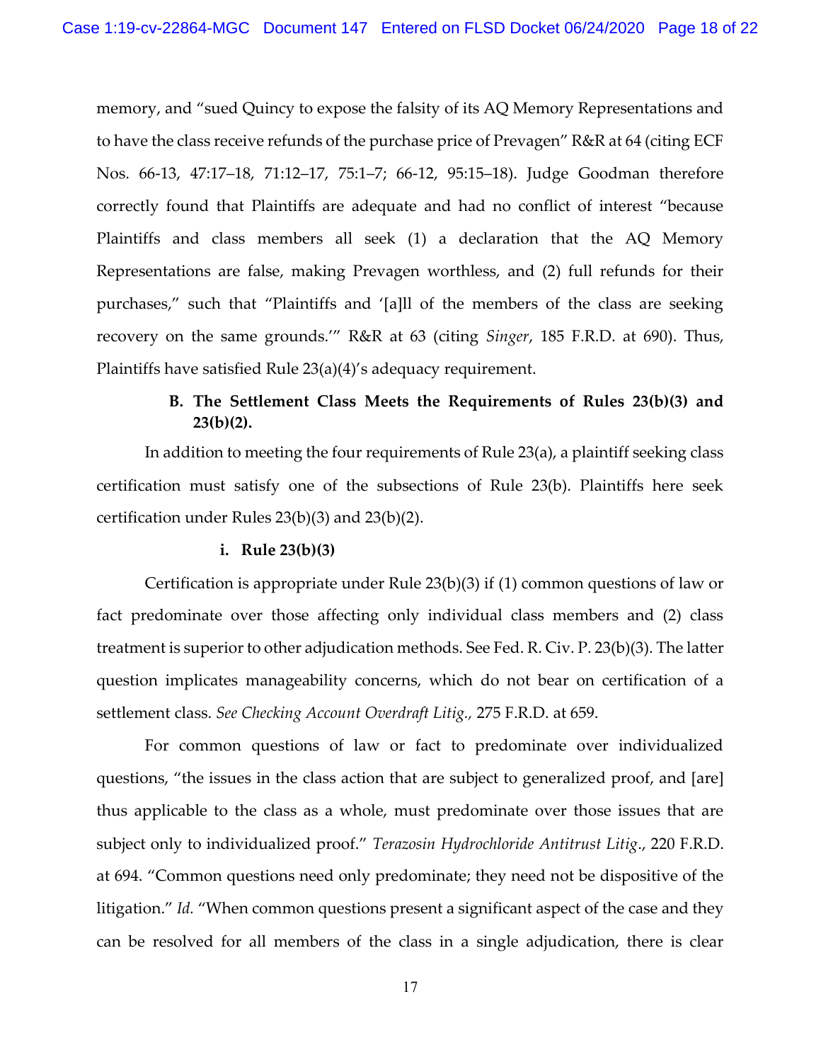memory, and "sued Quincy to expose the falsity of its AQ Memory Representations and to have the class receive refunds of the purchase price of Prevagen" R&R at 64 (citing ECF Nos. 66-13, 47:17–18, 71:12–17, 75:1–7; 66-12, 95:15–18). Judge Goodman therefore correctly found that Plaintiffs are adequate and had no conflict of interest "because Plaintiffs and class members all seek (1) a declaration that the AQ Memory Representations are false, making Prevagen worthless, and (2) full refunds for their purchases," such that "Plaintiffs and '[a]ll of the members of the class are seeking recovery on the same grounds.'" R&R at 63 (citing *Singer*, 185 F.R.D. at 690). Thus, Plaintiffs have satisfied Rule 23(a)(4)'s adequacy requirement.

### B. The Settlement Class Meets the Requirements of Rules 23(b)(3) and 23(b)(2).

In addition to meeting the four requirements of Rule 23(a), a plaintiff seeking class certification must satisfy one of the subsections of Rule 23(b). Plaintiffs here seek certification under Rules 23(b)(3) and 23(b)(2).

#### i. Rule 23(b)(3)

Certification is appropriate under Rule 23(b)(3) if (1) common questions of law or fact predominate over those affecting only individual class members and (2) class treatment is superior to other adjudication methods. See Fed. R. Civ. P. 23(b)(3). The latter question implicates manageability concerns, which do not bear on certification of a settlement class. *See Checking Account Overdraft Litig.,* 275 F.R.D. at 659.

For common questions of law or fact to predominate over individualized questions, "the issues in the class action that are subject to generalized proof, and [are] thus applicable to the class as a whole, must predominate over those issues that are subject only to individualized proof." *Terazosin Hydrochloride Antitrust Litig.*, 220 F.R.D. at 694. "Common questions need only predominate; they need not be dispositive of the litigation." *Id.* "When common questions present a significant aspect of the case and they can be resolved for all members of the class in a single adjudication, there is clear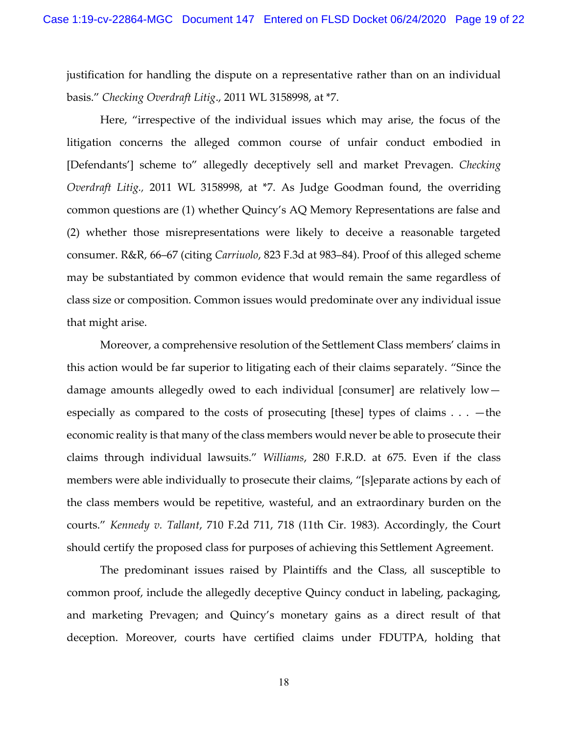justification for handling the dispute on a representative rather than on an individual basis." *Checking Overdraft Litig*., 2011 WL 3158998, at *7.

Here, "irrespective of the individual issues which may arise, the focus of the litigation concerns the alleged common course of unfair conduct embodied in [Defendants'] scheme to" allegedly deceptively sell and market Prevagen. *Checking Overdraft Litig.*, 2011 WL 3158998, at *7. As Judge Goodman found, the overriding common questions are (1) whether Quincy's AQ Memory Representations are false and (2) whether those misrepresentations were likely to deceive a reasonable targeted consumer. R&R, 66–67 (citing *Carriuolo*, 823 F.3d at 983–84). Proof of this alleged scheme may be substantiated by common evidence that would remain the same regardless of class size or composition. Common issues would predominate over any individual issue that might arise.

Moreover, a comprehensive resolution of the Settlement Class members' claims in this action would be far superior to litigating each of their claims separately. "Since the damage amounts allegedly owed to each individual [consumer] are relatively low—especially as compared to the costs of prosecuting [these] types of claims . . . —the economic reality is that many of the class members would never be able to prosecute their claims through individual lawsuits." *Williams*, 280 F.R.D. at 675. Even if the class members were able individually to prosecute their claims, "[s]eparate actions by each of the class members would be repetitive, wasteful, and an extraordinary burden on the courts." *Kennedy v. Tallant*, 710 F.2d 711, 718 (11th Cir. 1983). Accordingly, the Court should certify the proposed class for purposes of achieving this Settlement Agreement.

The predominant issues raised by Plaintiffs and the Class, all susceptible to common proof, include the allegedly deceptive Quincy conduct in labeling, packaging, and marketing Prevagen; and Quincy's monetary gains as a direct result of that deception. Moreover, courts have certified claims under FDUTPA, holding that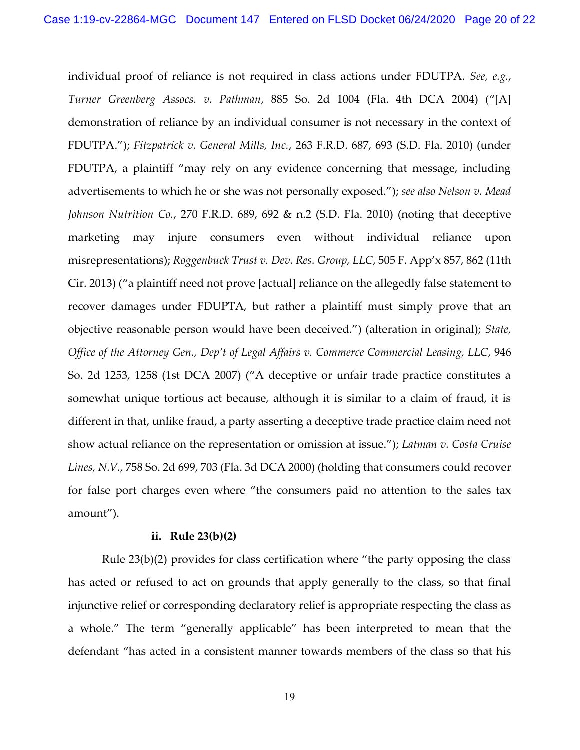individual proof of reliance is not required in class actions under FDUTPA. *See, e.g.*, *Turner Greenberg Assocs. v. Pathman*, 885 So. 2d 1004 (Fla. 4th DCA 2004) ("[A] demonstration of reliance by an individual consumer is not necessary in the context of FDUTPA."); *Fitzpatrick v. General Mills, Inc.*, 263 F.R.D. 687, 693 (S.D. Fla. 2010) (under FDUTPA, a plaintiff "may rely on any evidence concerning that message, including advertisements to which he or she was not personally exposed."); *see also Nelson v. Mead Johnson Nutrition Co.*, 270 F.R.D. 689, 692 & n.2 (S.D. Fla. 2010) (noting that deceptive marketing may injure consumers even without individual reliance upon misrepresentations); *Roggenbuck Trust v. Dev. Res. Group, LLC*, 505 F. App'x 857, 862 (11th Cir. 2013) ("a plaintiff need not prove [actual] reliance on the allegedly false statement to recover damages under FDUPTA, but rather a plaintiff must simply prove that an objective reasonable person would have been deceived.") (alteration in original); *State, Office of the Attorney Gen., Dep't of Legal Affairs v. Commerce Commercial Leasing, LLC*, 946 So. 2d 1253, 1258 (1st DCA 2007) ("A deceptive or unfair trade practice constitutes a somewhat unique tortious act because, although it is similar to a claim of fraud, it is different in that, unlike fraud, a party asserting a deceptive trade practice claim need not show actual reliance on the representation or omission at issue."); *Latman v. Costa Cruise Lines, N.V.*, 758 So. 2d 699, 703 (Fla. 3d DCA 2000) (holding that consumers could recover for false port charges even where "the consumers paid no attention to the sales tax amount").

**ii. Rule 23(b)(2)**

Rule 23(b)(2) provides for class certification where "the party opposing the class has acted or refused to act on grounds that apply generally to the class, so that final injunctive relief or corresponding declaratory relief is appropriate respecting the class as a whole." The term "generally applicable" has been interpreted to mean that the defendant "has acted in a consistent manner towards members of the class so that his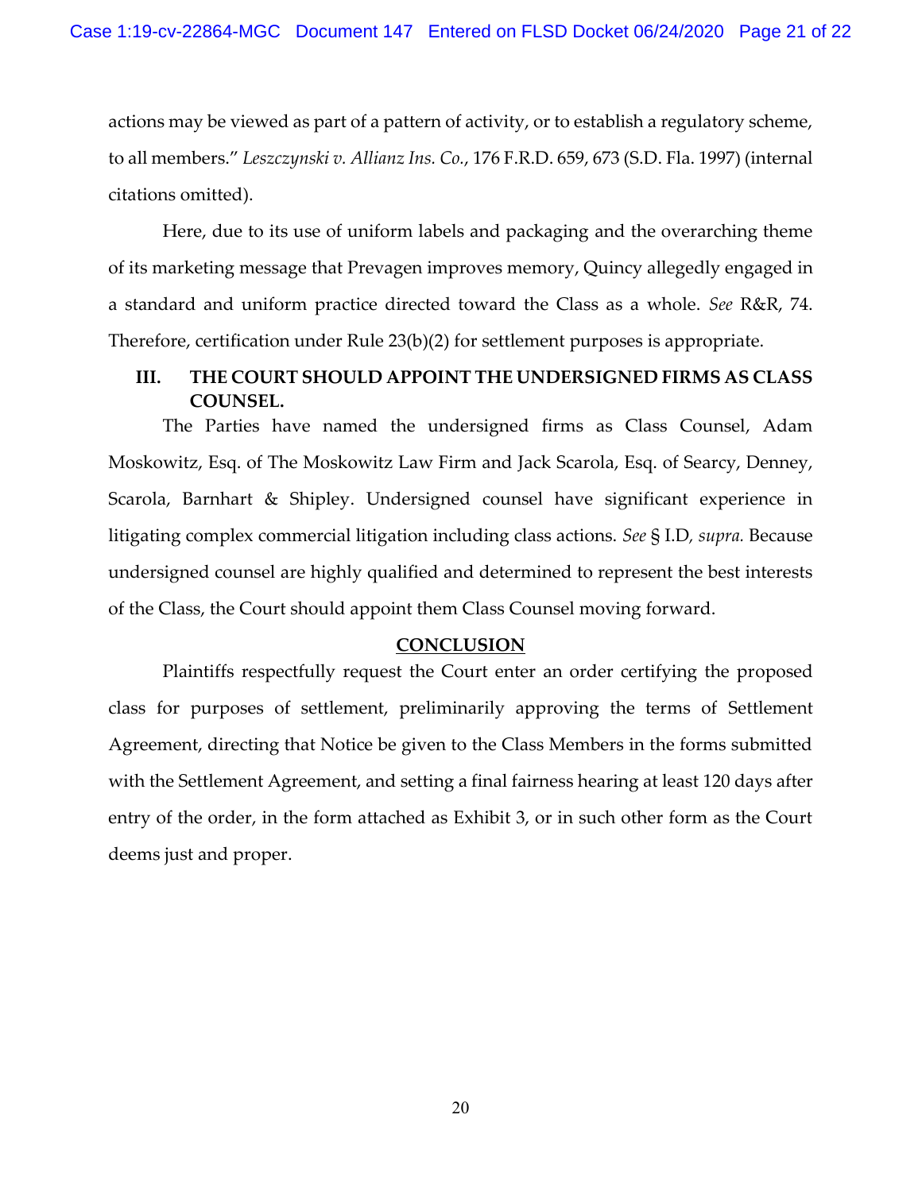actions may be viewed as part of a pattern of activity, or to establish a regulatory scheme, to all members." *Leszczynski v. Allianz Ins. Co.*, 176 F.R.D. 659, 673 (S.D. Fla. 1997) (internal citations omitted).

Here, due to its use of uniform labels and packaging and the overarching theme of its marketing message that Prevagen improves memory, Quincy allegedly engaged in a standard and uniform practice directed toward the Class as a whole. *See* R&R, 74. Therefore, certification under Rule 23(b)(2) for settlement purposes is appropriate.

## III. THE COURT SHOULD APPOINT THE UNDERSIGNED FIRMS AS CLASS COUNSEL.

The Parties have named the undersigned firms as Class Counsel, Adam Moskowitz, Esq. of The Moskowitz Law Firm and Jack Scarola, Esq. of Searcy, Denney, Scarola, Barnhart & Shipley. Undersigned counsel have significant experience in litigating complex commercial litigation including class actions. *See* § I.D, *supra.* Because undersigned counsel are highly qualified and determined to represent the best interests of the Class, the Court should appoint them Class Counsel moving forward.

## CONCLUSION

Plaintiffs respectfully request the Court enter an order certifying the proposed class for purposes of settlement, preliminarily approving the terms of Settlement Agreement, directing that Notice be given to the Class Members in the forms submitted with the Settlement Agreement, and setting a final fairness hearing at least 120 days after entry of the order, in the form attached as Exhibit 3, or in such other form as the Court deems just and proper.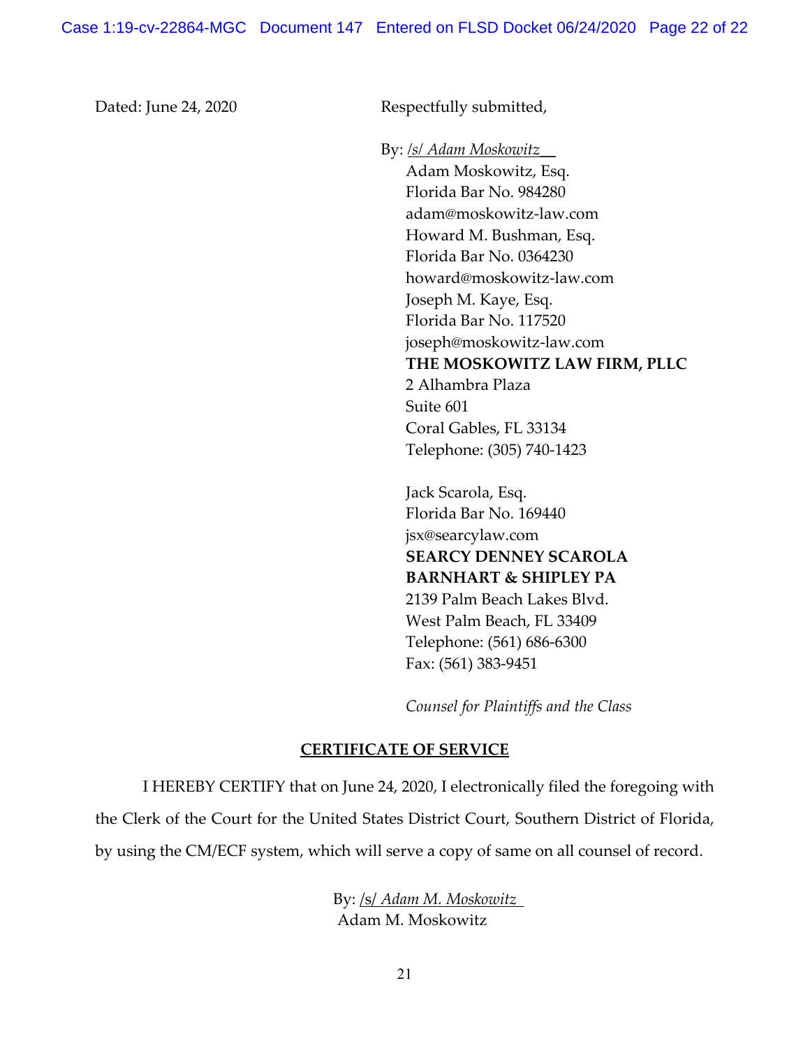Dated: June 24, 2020

Respectfully submitted,

By: */s/ Adam Moskowitz*
Adam Moskowitz, Esq.
Florida Bar No. 984280
adam@moskowitz-law.com
Howard M. Bushman, Esq.
Florida Bar No. 0364230
howard@moskowitz-law.com
Joseph M. Kaye, Esq.
Florida Bar No. 117520
joseph@moskowitz-law.com
**THE MOSKOWITZ LAW FIRM, PLLC**
2 Alhambra Plaza
Suite 601
Coral Gables, FL 33134
Telephone: (305) 740-1423

Jack Scarola, Esq.
Florida Bar No. 169440
jsx@searcylaw.com
**SEARCY DENNEY SCAROLA BARNHART & SHIPLEY PA**
2139 Palm Beach Lakes Blvd.
West Palm Beach, FL 33409
Telephone: (561) 686-6300
Fax: (561) 383-9451

*Counsel for Plaintiffs and the Class*

## CERTIFICATE OF SERVICE

I HEREBY CERTIFY that on June 24, 2020, I electronically filed the foregoing with the Clerk of the Court for the United States District Court, Southern District of Florida, by using the CM/ECF system, which will serve a copy of same on all counsel of record.

By: */s/ Adam M. Moskowitz*
Adam M. Moskowitz